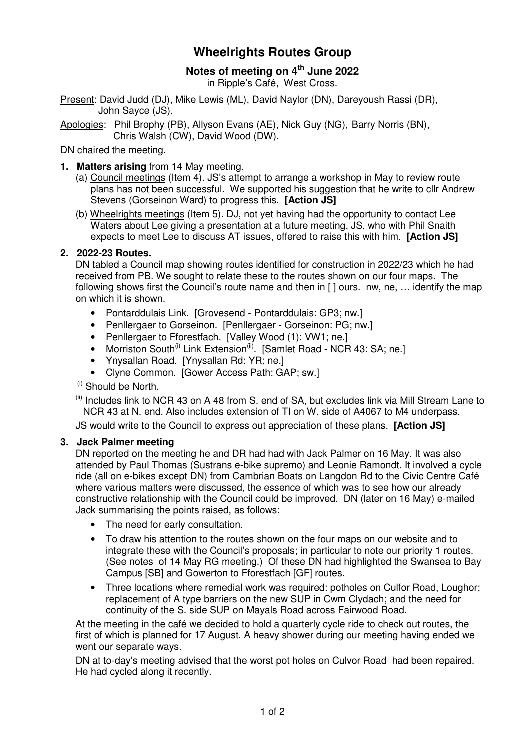# Wheelrights Routes Group

## Notes of meeting on 4th June 2022

in Ripple's Café, West Cross.

Present: David Judd (DJ), Mike Lewis (ML), David Naylor (DN), Dareyoush Rassi (DR), John Sayce (JS).

Apologies: Phil Brophy (PB), Allyson Evans (AE), Nick Guy (NG), Barry Norris (BN), Chris Walsh (CW), David Wood (DW).

DN chaired the meeting.

**1. Matters arising** from 14 May meeting.

(a) Council meetings (Item 4). JS's attempt to arrange a workshop in May to review route plans has not been successful. We supported his suggestion that he write to cllr Andrew Stevens (Gorseinon Ward) to progress this. **[Action JS]**

(b) Wheelrights meetings (Item 5). DJ, not yet having had the opportunity to contact Lee Waters about Lee giving a presentation at a future meeting, JS, who with Phil Snaith expects to meet Lee to discuss AT issues, offered to raise this with him. **[Action JS]**

**2. 2022-23 Routes.**

DN tabled a Council map showing routes identified for construction in 2022/23 which he had received from PB. We sought to relate these to the routes shown on our four maps. The following shows first the Council's route name and then in [ ] ours. nw, ne, … identify the map on which it is shown.

- Pontarddulais Link. [Grovesend - Pontarddulais: GP3; nw.]
- Penllergaer to Gorseinon. [Penllergaer - Gorseinon: PG; nw.]
- Penllergaer to Fforestfach. [Valley Wood (1): VW1; ne.]
- Morriston South[(i)] Link Extension[(ii)]. [Samlet Road - NCR 43: SA; ne.]
- Ynysallan Road. [Ynysallan Rd: YR; ne.]
- Clyne Common. [Gower Access Path: GAP; sw.]

[(i)] Should be North.

[(ii)] Includes link to NCR 43 on A 48 from S. end of SA, but excludes link via Mill Stream Lane to NCR 43 at N. end. Also includes extension of TI on W. side of A4067 to M4 underpass.

JS would write to the Council to express out appreciation of these plans. **[Action JS]**

**3. Jack Palmer meeting**

DN reported on the meeting he and DR had had with Jack Palmer on 16 May. It was also attended by Paul Thomas (Sustrans e-bike supremo) and Leonie Ramondt. It involved a cycle ride (all on e-bikes except DN) from Cambrian Boats on Langdon Rd to the Civic Centre Café where various matters were discussed, the essence of which was to see how our already constructive relationship with the Council could be improved. DN (later on 16 May) e-mailed Jack summarising the points raised, as follows:

- The need for early consultation.
- To draw his attention to the routes shown on the four maps on our website and to integrate these with the Council's proposals; in particular to note our priority 1 routes. (See notes of 14 May RG meeting.) Of these DN had highlighted the Swansea to Bay Campus [SB] and Gowerton to Fforestfach [GF] routes.
- Three locations where remedial work was required: potholes on Culfor Road, Loughor; replacement of A type barriers on the new SUP in Cwm Clydach; and the need for continuity of the S. side SUP on Mayals Road across Fairwood Road.

At the meeting in the café we decided to hold a quarterly cycle ride to check out routes, the first of which is planned for 17 August. A heavy shower during our meeting having ended we went our separate ways.

DN at to-day's meeting advised that the worst pot holes on Culvor Road had been repaired. He had cycled along it recently.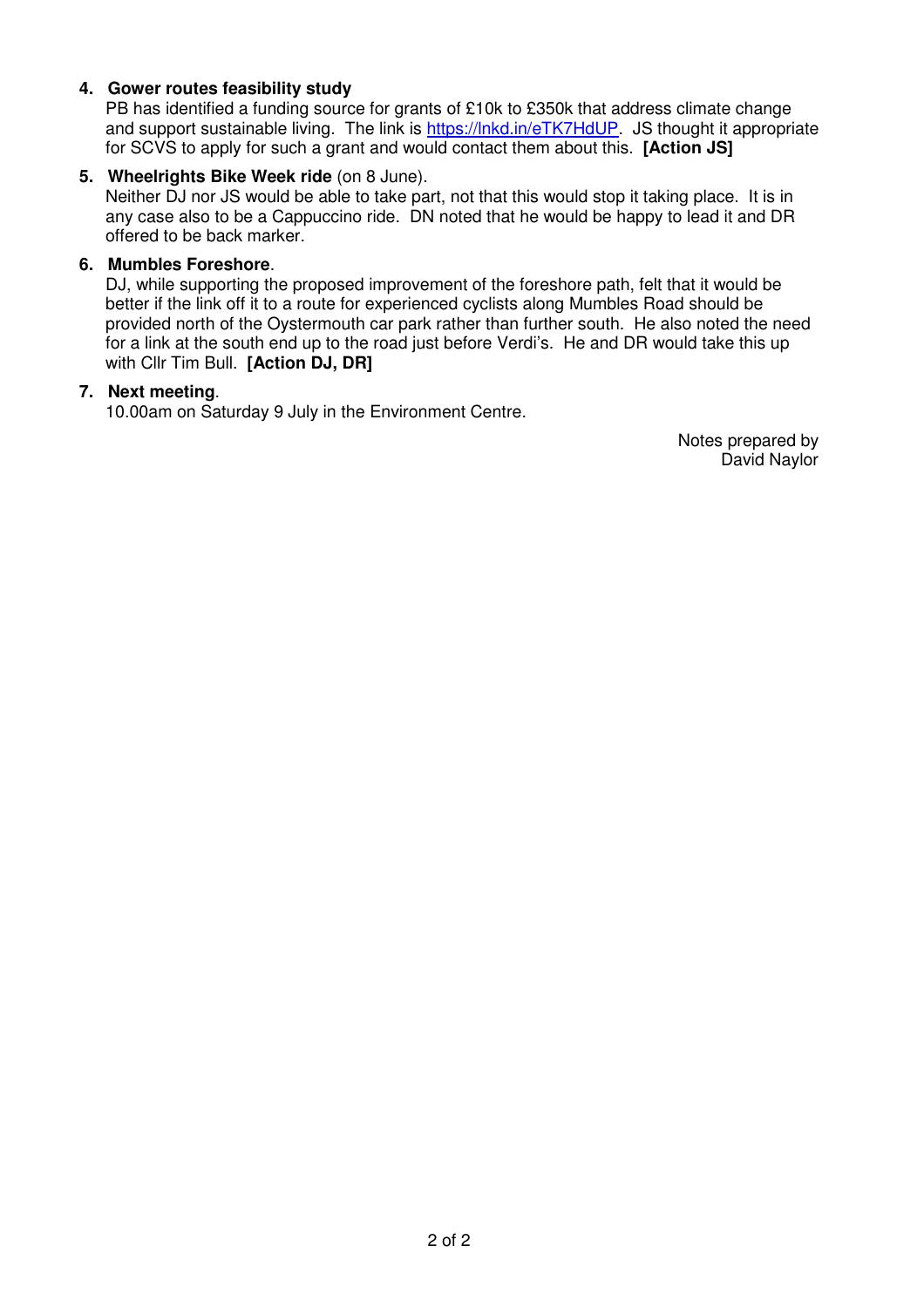4. **Gower routes feasibility study**
   PB has identified a funding source for grants of £10k to £350k that address climate change and support sustainable living. The link is https://lnkd.in/eTK7HdUP. JS thought it appropriate for SCVS to apply for such a grant and would contact them about this. **[Action JS]**

5. **Wheelrights Bike Week ride** (on 8 June).
   Neither DJ nor JS would be able to take part, not that this would stop it taking place. It is in any case also to be a Cappuccino ride. DN noted that he would be happy to lead it and DR offered to be back marker.

6. **Mumbles Foreshore**.
   DJ, while supporting the proposed improvement of the foreshore path, felt that it would be better if the link off it to a route for experienced cyclists along Mumbles Road should be provided north of the Oystermouth car park rather than further south. He also noted the need for a link at the south end up to the road just before Verdi's. He and DR would take this up with Cllr Tim Bull. **[Action DJ, DR]**

7. **Next meeting**.
   10.00am on Saturday 9 July in the Environment Centre.

Notes prepared by
David Naylor